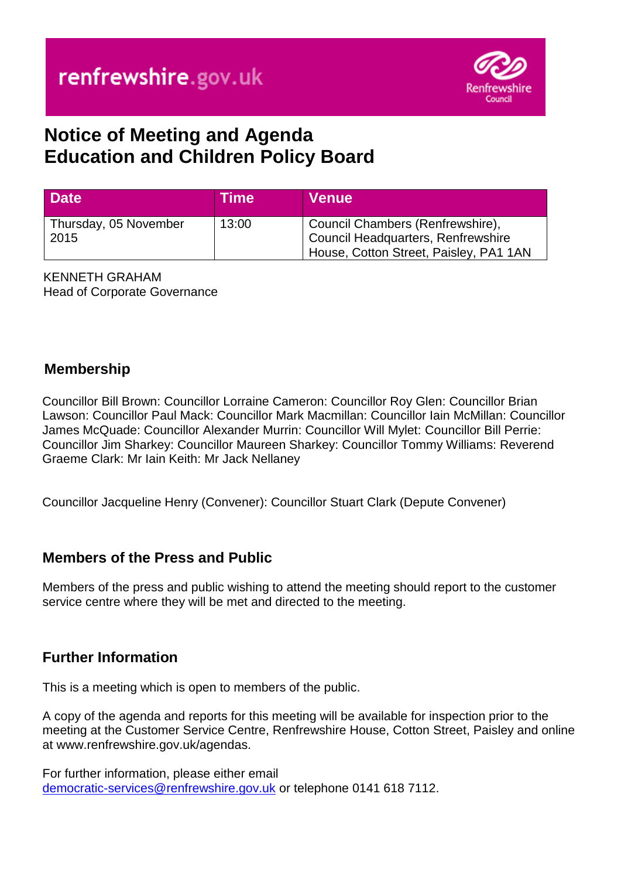renfrewshire.gov.uk

Renfrewshire Council

# Notice of Meeting and Agenda
# Education and Children Policy Board

| Date | Time | Venue |
| --- | --- | --- |
| Thursday, 05 November 2015 | 13:00 | Council Chambers (Renfrewshire), Council Headquarters, Renfrewshire House, Cotton Street, Paisley, PA1 1AN |

KENNETH GRAHAM
Head of Corporate Governance

## Membership

Councillor Bill Brown: Councillor Lorraine Cameron: Councillor Roy Glen: Councillor Brian Lawson: Councillor Paul Mack: Councillor Mark Macmillan: Councillor Iain McMillan: Councillor James McQuade: Councillor Alexander Murrin: Councillor Will Mylet: Councillor Bill Perrie: Councillor Jim Sharkey: Councillor Maureen Sharkey: Councillor Tommy Williams: Reverend Graeme Clark: Mr Iain Keith: Mr Jack Nellaney

Councillor Jacqueline Henry (Convener): Councillor Stuart Clark (Depute Convener)

## Members of the Press and Public

Members of the press and public wishing to attend the meeting should report to the customer service centre where they will be met and directed to the meeting.

## Further Information

This is a meeting which is open to members of the public.

A copy of the agenda and reports for this meeting will be available for inspection prior to the meeting at the Customer Service Centre, Renfrewshire House, Cotton Street, Paisley and online at www.renfrewshire.gov.uk/agendas.

For further information, please either email democratic-services@renfrewshire.gov.uk or telephone 0141 618 7112.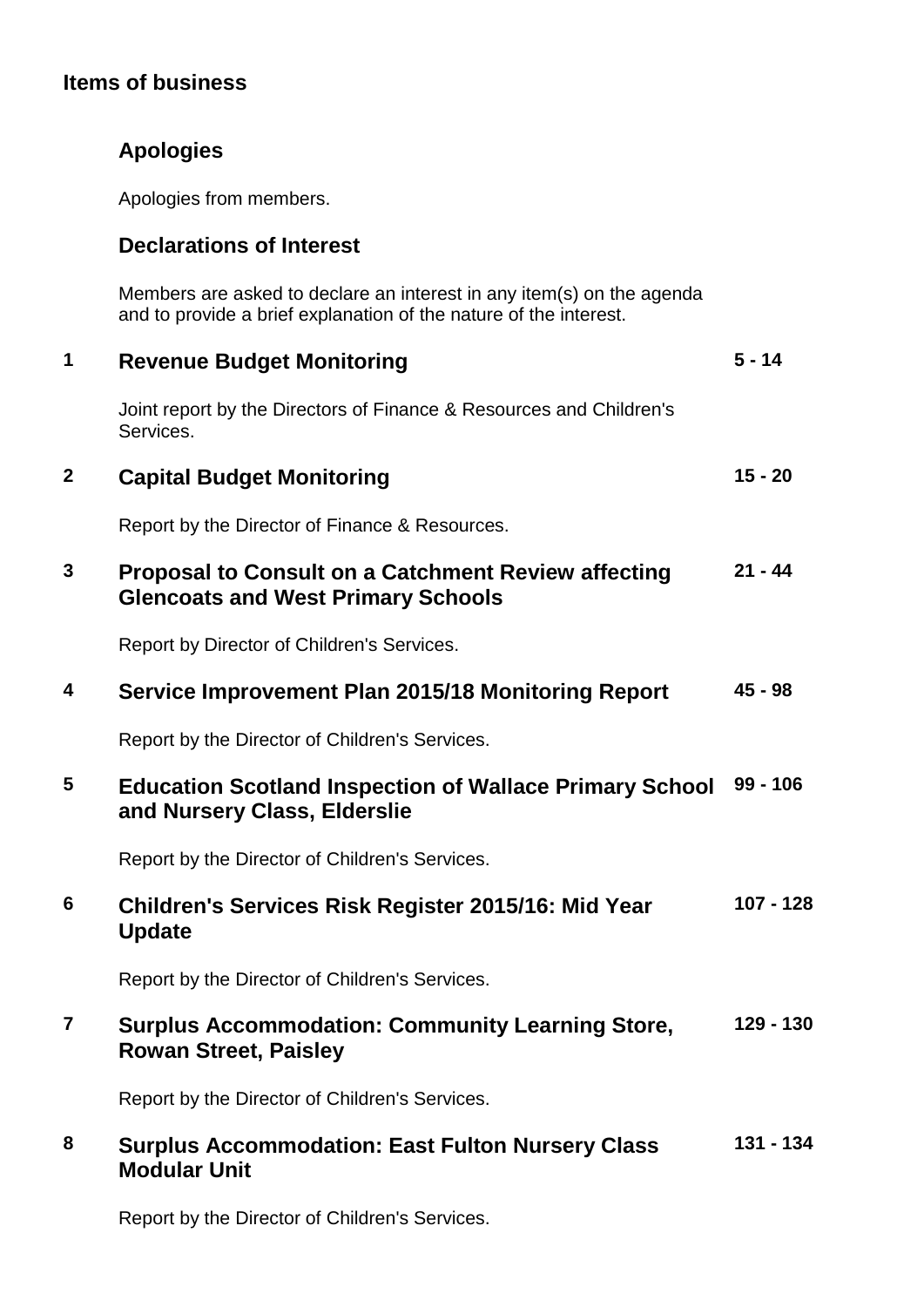## Items of business

### Apologies

Apologies from members.

### Declarations of Interest

Members are asked to declare an interest in any item(s) on the agenda and to provide a brief explanation of the nature of the interest.

### 1 Revenue Budget Monitoring — 5 - 14

Joint report by the Directors of Finance & Resources and Children's Services.

### 2 Capital Budget Monitoring — 15 - 20

Report by the Director of Finance & Resources.

### 3 Proposal to Consult on a Catchment Review affecting Glencoats and West Primary Schools — 21 - 44

Report by Director of Children's Services.

### 4 Service Improvement Plan 2015/18 Monitoring Report — 45 - 98

Report by the Director of Children's Services.

### 5 Education Scotland Inspection of Wallace Primary School and Nursery Class, Elderslie — 99 - 106

Report by the Director of Children's Services.

### 6 Children's Services Risk Register 2015/16: Mid Year Update — 107 - 128

Report by the Director of Children's Services.

### 7 Surplus Accommodation: Community Learning Store, Rowan Street, Paisley — 129 - 130

Report by the Director of Children's Services.

### 8 Surplus Accommodation: East Fulton Nursery Class Modular Unit — 131 - 134

Report by the Director of Children's Services.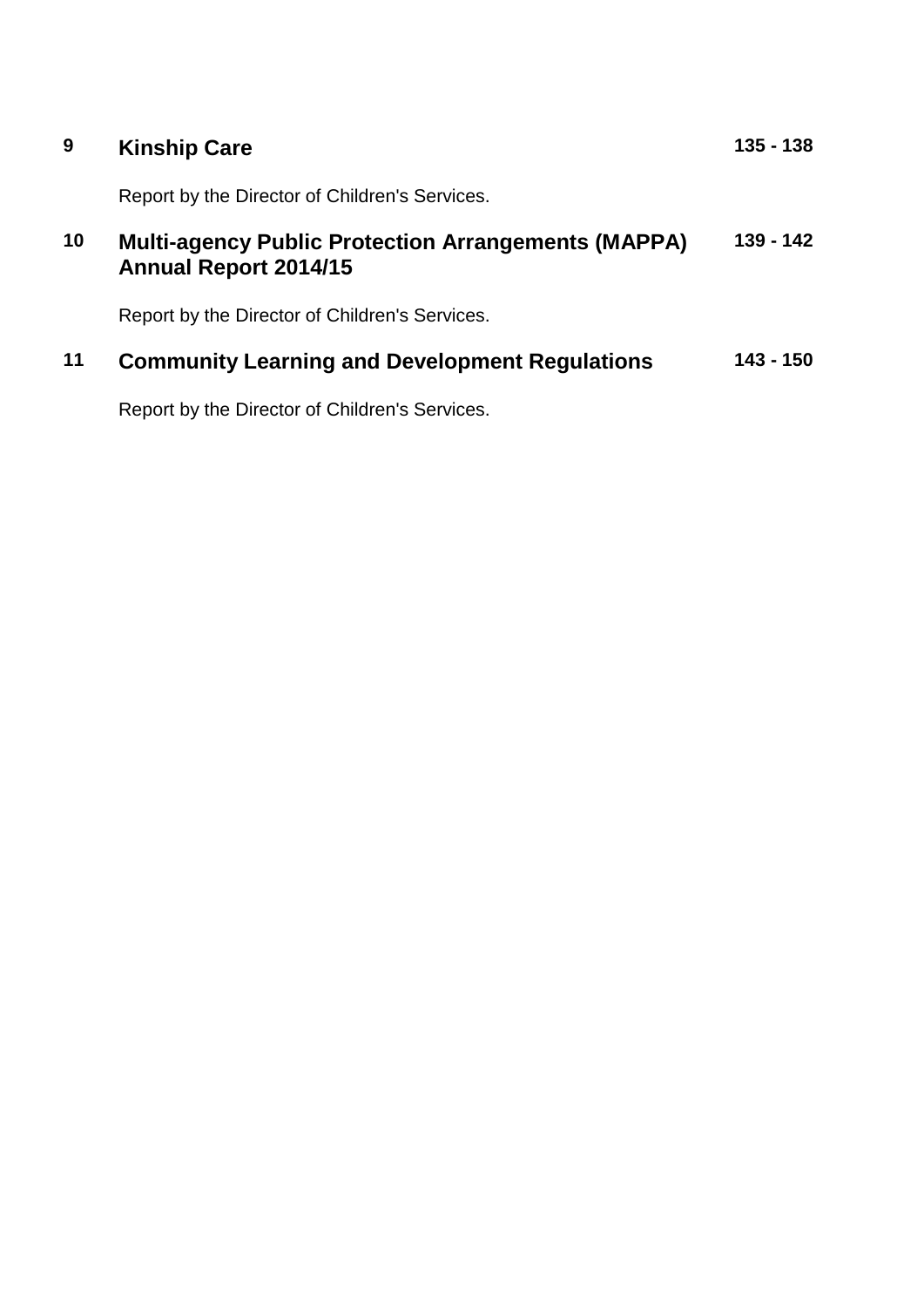**9 Kinship Care** 135 - 138

Report by the Director of Children's Services.

**10 Multi-agency Public Protection Arrangements (MAPPA) Annual Report 2014/15** 139 - 142

Report by the Director of Children's Services.

**11 Community Learning and Development Regulations** 143 - 150

Report by the Director of Children's Services.